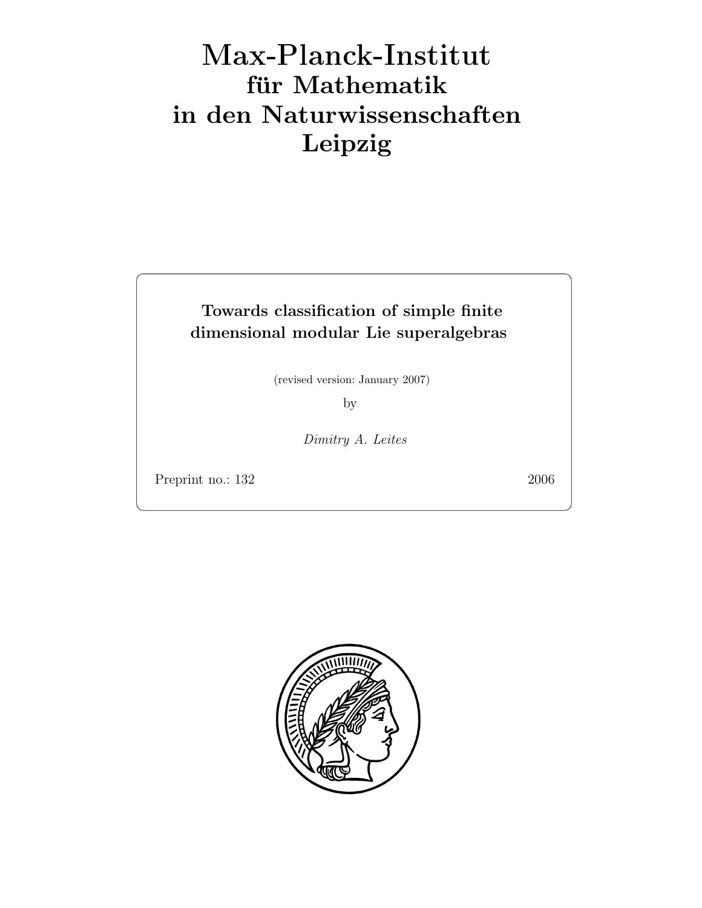# Max-Planck-Institut für Mathematik in den Naturwissenschaften Leipzig

**Towards classification of simple finite dimensional modular Lie superalgebras**

(revised version: January 2007)

by

*Dimitry A. Leites*

Preprint no.: 132 2006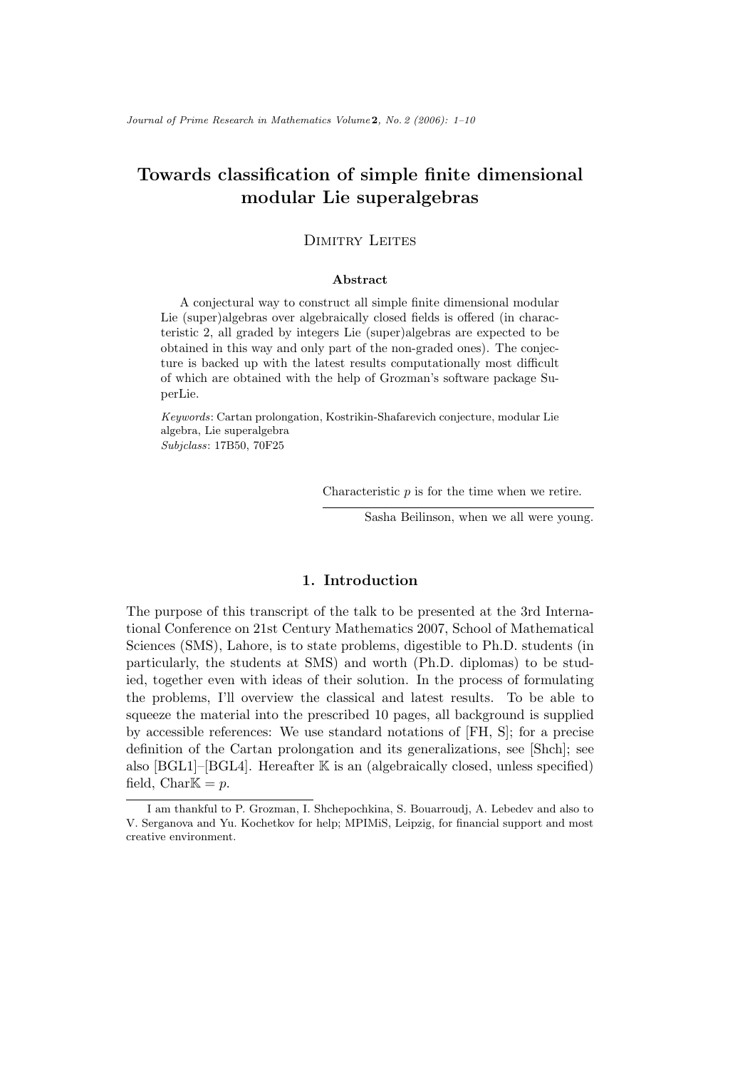# Towards classification of simple finite dimensional modular Lie superalgebras

Dimitry Leites

**Abstract**

A conjectural way to construct all simple finite dimensional modular Lie (super)algebras over algebraically closed fields is offered (in characteristic 2, all graded by integers Lie (super)algebras are expected to be obtained in this way and only part of the non-graded ones). The conjecture is backed up with the latest results computationally most difficult of which are obtained with the help of Grozman's software package SuperLie.

*Keywords*: Cartan prolongation, Kostrikin-Shafarevich conjecture, modular Lie algebra, Lie superalgebra
*Subjclass*: 17B50, 70F25

Characteristic $p$ is for the time when we retire.

Sasha Beilinson, when we all were young.

## 1. Introduction

The purpose of this transcript of the talk to be presented at the 3rd International Conference on 21st Century Mathematics 2007, School of Mathematical Sciences (SMS), Lahore, is to state problems, digestible to Ph.D. students (in particularly, the students at SMS) and worth (Ph.D. diplomas) to be studied, together even with ideas of their solution. In the process of formulating the problems, I'll overview the classical and latest results. To be able to squeeze the material into the prescribed 10 pages, all background is supplied by accessible references: We use standard notations of [FH, S]; for a precise definition of the Cartan prolongation and its generalizations, see [Shch]; see also [BGL1]–[BGL4]. Hereafter $\mathbb{K}$ is an (algebraically closed, unless specified) field, $\mathrm{Char}\mathbb{K} = p$.

I am thankful to P. Grozman, I. Shchepochkina, S. Bouarroudj, A. Lebedev and also to V. Serganova and Yu. Kochetkov for help; MPIMiS, Leipzig, for financial support and most creative environment.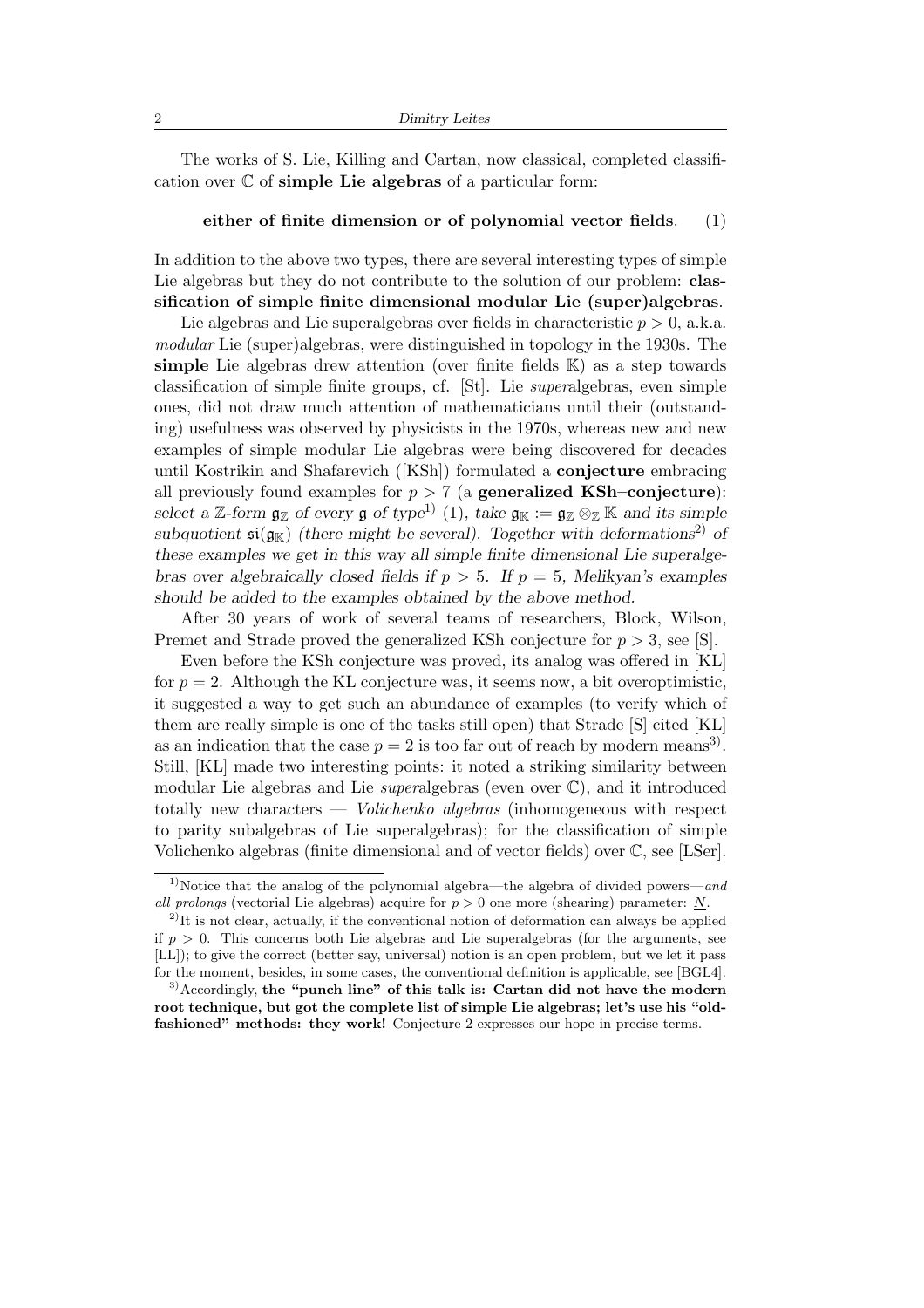The works of S. Lie, Killing and Cartan, now classical, completed classification over $\mathbb{C}$ of **simple Lie algebras** of a particular form:

$$\textbf{either of finite dimension or of polynomial vector fields}. \qquad (1)$$

In addition to the above two types, there are several interesting types of simple Lie algebras but they do not contribute to the solution of our problem: **classification of simple finite dimensional modular Lie (super)algebras**.

Lie algebras and Lie superalgebras over fields in characteristic $p > 0$, a.k.a. *modular* Lie (super)algebras, were distinguished in topology in the 1930s. The **simple** Lie algebras drew attention (over finite fields $\mathbb{K}$) as a step towards classification of simple finite groups, cf. [St]. Lie *super*algebras, even simple ones, did not draw much attention of mathematicians until their (outstanding) usefulness was observed by physicists in the 1970s, whereas new and new examples of simple modular Lie algebras were being discovered for decades until Kostrikin and Shafarevich ([KSh]) formulated a **conjecture** embracing all previously found examples for $p > 7$ (a **generalized KSh–conjecture**): *select a* $\mathbb{Z}$*-form* $\mathfrak{g}_{\mathbb{Z}}$ *of every* $\mathfrak{g}$ *of type*[1] (1)*, take* $\mathfrak{g}_{\mathbb{K}} := \mathfrak{g}_{\mathbb{Z}} \otimes_{\mathbb{Z}} \mathbb{K}$ *and its simple subquotient* $\mathfrak{si}(\mathfrak{g}_{\mathbb{K}})$ *(there might be several). Together with deformations*[2] *of these examples we get in this way all simple finite dimensional Lie superalgebras over algebraically closed fields if* $p > 5$*. If* $p = 5$*, Melikyan's examples should be added to the examples obtained by the above method.*

After 30 years of work of several teams of researchers, Block, Wilson, Premet and Strade proved the generalized KSh conjecture for $p > 3$, see [S].

Even before the KSh conjecture was proved, its analog was offered in [KL] for $p = 2$. Although the KL conjecture was, it seems now, a bit overoptimistic, it suggested a way to get such an abundance of examples (to verify which of them are really simple is one of the tasks still open) that Strade [S] cited [KL] as an indication that the case $p = 2$ is too far out of reach by modern means[3]. Still, [KL] made two interesting points: it noted a striking similarity between modular Lie algebras and Lie *super*algebras (even over $\mathbb{C}$), and it introduced totally new characters — *Volichenko algebras* (inhomogeneous with respect to parity subalgebras of Lie superalgebras); for the classification of simple Volichenko algebras (finite dimensional and of vector fields) over $\mathbb{C}$, see [LSer].

---

[1] Notice that the analog of the polynomial algebra—the algebra of divided powers—*and all prolongs* (vectorial Lie algebras) acquire for $p > 0$ one more (shearing) parameter: $\underline{N}$.

[2] It is not clear, actually, if the conventional notion of deformation can always be applied if $p > 0$. This concerns both Lie algebras and Lie superalgebras (for the arguments, see [LL]); to give the correct (better say, universal) notion is an open problem, but we let it pass for the moment, besides, in some cases, the conventional definition is applicable, see [BGL4].

[3] Accordingly, **the "punch line" of this talk is: Cartan did not have the modern root technique, but got the complete list of simple Lie algebras; let's use his "old-fashioned" methods: they work!** Conjecture 2 expresses our hope in precise terms.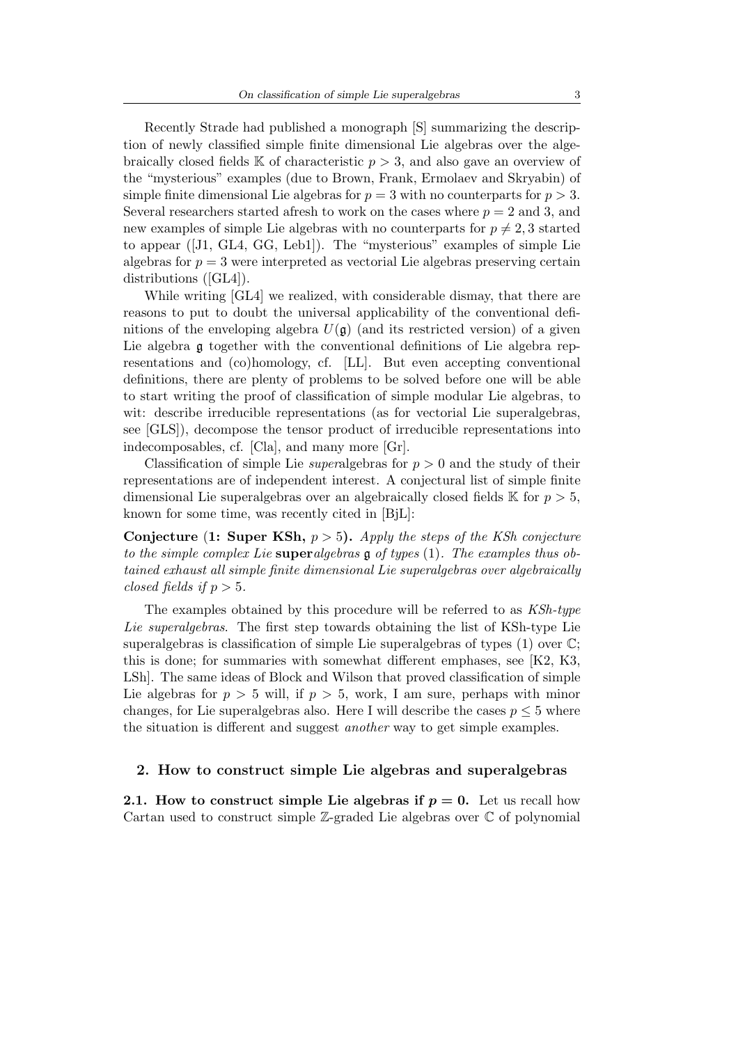Recently Strade had published a monograph [S] summarizing the description of newly classified simple finite dimensional Lie algebras over the algebraically closed fields $\mathbb{K}$ of characteristic $p > 3$, and also gave an overview of the "mysterious" examples (due to Brown, Frank, Ermolaev and Skryabin) of simple finite dimensional Lie algebras for $p = 3$ with no counterparts for $p > 3$. Several researchers started afresh to work on the cases where $p = 2$ and 3, and new examples of simple Lie algebras with no counterparts for $p \neq 2, 3$ started to appear ([J1, GL4, GG, Leb1]). The "mysterious" examples of simple Lie algebras for $p = 3$ were interpreted as vectorial Lie algebras preserving certain distributions ([GL4]).

While writing [GL4] we realized, with considerable dismay, that there are reasons to put to doubt the universal applicability of the conventional definitions of the enveloping algebra $U(\mathfrak{g})$ (and its restricted version) of a given Lie algebra $\mathfrak{g}$ together with the conventional definitions of Lie algebra representations and (co)homology, cf. [LL]. But even accepting conventional definitions, there are plenty of problems to be solved before one will be able to start writing the proof of classification of simple modular Lie algebras, to wit: describe irreducible representations (as for vectorial Lie superalgebras, see [GLS]), decompose the tensor product of irreducible representations into indecomposables, cf. [Cla], and many more [Gr].

Classification of simple Lie *super*algebras for $p > 0$ and the study of their representations are of independent interest. A conjectural list of simple finite dimensional Lie superalgebras over an algebraically closed fields $\mathbb{K}$ for $p > 5$, known for some time, was recently cited in [BjL]:

**Conjecture (1: Super KSh, $p > 5$).** *Apply the steps of the KSh conjecture to the simple complex Lie* **super***algebras* $\mathfrak{g}$ *of types* (1)*. The examples thus obtained exhaust all simple finite dimensional Lie superalgebras over algebraically closed fields if* $p > 5$*.*

The examples obtained by this procedure will be referred to as *KSh-type Lie superalgebras*. The first step towards obtaining the list of KSh-type Lie superalgebras is classification of simple Lie superalgebras of types (1) over $\mathbb{C}$; this is done; for summaries with somewhat different emphases, see [K2, K3, LSh]. The same ideas of Block and Wilson that proved classification of simple Lie algebras for $p > 5$ will, if $p > 5$, work, I am sure, perhaps with minor changes, for Lie superalgebras also. Here I will describe the cases $p \leq 5$ where the situation is different and suggest *another* way to get simple examples.

## 2. How to construct simple Lie algebras and superalgebras

**2.1. How to construct simple Lie algebras if $p = 0$.** Let us recall how Cartan used to construct simple $\mathbb{Z}$-graded Lie algebras over $\mathbb{C}$ of polynomial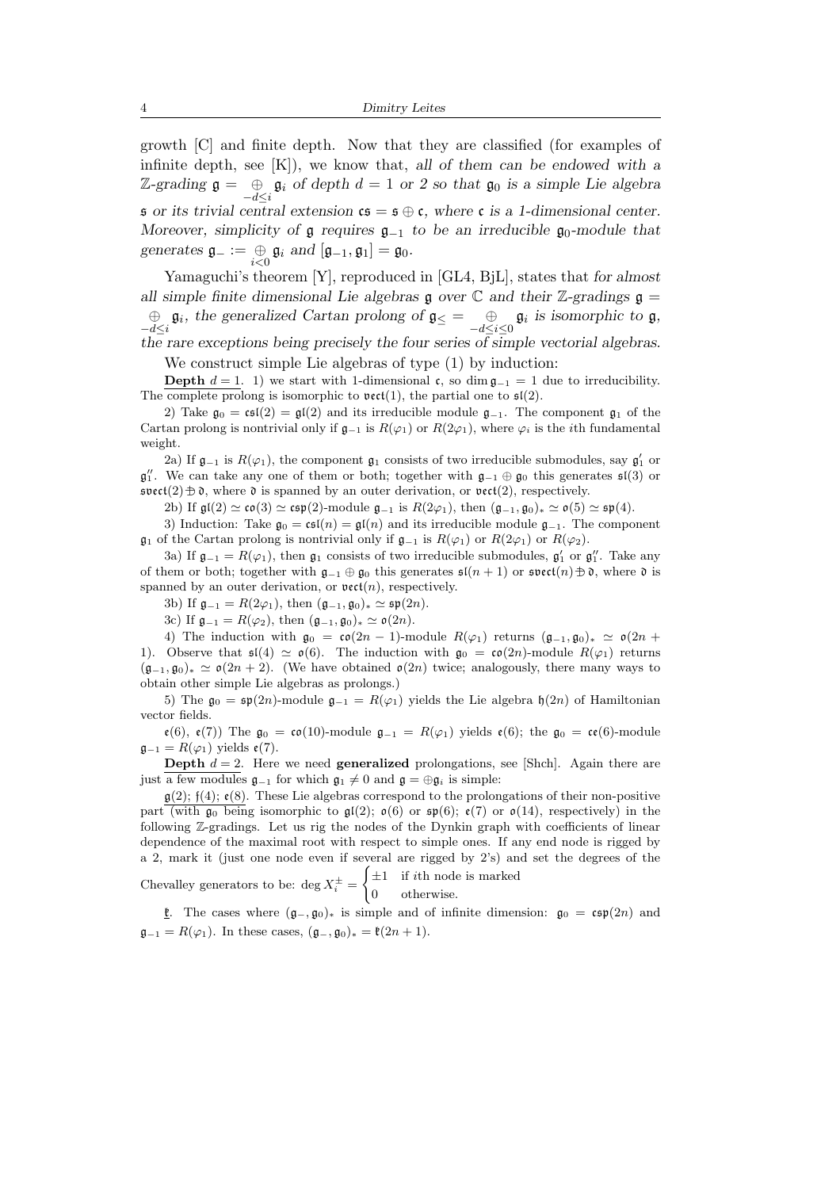growth [C] and finite depth. Now that they are classified (for examples of infinite depth, see [K]), we know that, *all of them can be endowed with a* $\mathbb{Z}$*-grading* $\mathfrak{g} = \mathop{\oplus}\limits_{-d\leq i} \mathfrak{g}_i$ *of depth* $d = 1$ *or* $2$ *so that* $\mathfrak{g}_0$ *is a simple Lie algebra* $\mathfrak{s}$ *or its trivial central extension* $\mathfrak{cs} = \mathfrak{s} \oplus \mathfrak{c}$*, where* $\mathfrak{c}$ *is a 1-dimensional center. Moreover, simplicity of* $\mathfrak{g}$ *requires* $\mathfrak{g}_{-1}$ *to be an irreducible* $\mathfrak{g}_0$*-module that generates* $\mathfrak{g}_- := \mathop{\oplus}\limits_{i<0} \mathfrak{g}_i$ *and* $[\mathfrak{g}_{-1}, \mathfrak{g}_1] = \mathfrak{g}_0$.

Yamaguchi's theorem [Y], reproduced in [GL4, BjL], states that *for almost all simple finite dimensional Lie algebras* $\mathfrak{g}$ *over* $\mathbb{C}$ *and their* $\mathbb{Z}$*-gradings* $\mathfrak{g} = \mathop{\oplus}\limits_{-d\leq i} \mathfrak{g}_i$*, the generalized Cartan prolong of* $\mathfrak{g}_\leq = \mathop{\oplus}\limits_{-d\leq i\leq 0} \mathfrak{g}_i$ *is isomorphic to* $\mathfrak{g}$*, the rare exceptions being precisely the four series of simple vectorial algebras.*

We construct simple Lie algebras of type (1) by induction:

**Depth** $d = 1$. 1) we start with 1-dimensional $\mathfrak{c}$, so $\dim \mathfrak{g}_{-1} = 1$ due to irreducibility. The complete prolong is isomorphic to $\mathfrak{vect}(1)$, the partial one to $\mathfrak{sl}(2)$.

2) Take $\mathfrak{g}_0 = \mathfrak{csl}(2) = \mathfrak{gl}(2)$ and its irreducible module $\mathfrak{g}_{-1}$. The component $\mathfrak{g}_1$ of the Cartan prolong is nontrivial only if $\mathfrak{g}_{-1}$ is $R(\varphi_1)$ or $R(2\varphi_1)$, where $\varphi_i$ is the $i$th fundamental weight.

2a) If $\mathfrak{g}_{-1}$ is $R(\varphi_1)$, the component $\mathfrak{g}_1$ consists of two irreducible submodules, say $\mathfrak{g}_1'$ or $\mathfrak{g}_1''$. We can take any one of them or both; together with $\mathfrak{g}_{-1} \oplus \mathfrak{g}_0$ this generates $\mathfrak{sl}(3)$ or $\mathfrak{svect}(2) \mathbin{\supset\!\!\!\!+} \mathfrak{d}$, where $\mathfrak{d}$ is spanned by an outer derivation, or $\mathfrak{vect}(2)$, respectively.

2b) If $\mathfrak{gl}(2) \simeq \mathfrak{co}(3) \simeq \mathfrak{csp}(2)$-module $\mathfrak{g}_{-1}$ is $R(2\varphi_1)$, then $(\mathfrak{g}_{-1}, \mathfrak{g}_0)_* \simeq \mathfrak{o}(5) \simeq \mathfrak{sp}(4)$.

3) Induction: Take $\mathfrak{g}_0 = \mathfrak{csl}(n) = \mathfrak{gl}(n)$ and its irreducible module $\mathfrak{g}_{-1}$. The component $\mathfrak{g}_1$ of the Cartan prolong is nontrivial only if $\mathfrak{g}_{-1}$ is $R(\varphi_1)$ or $R(2\varphi_1)$ or $R(\varphi_2)$.

3a) If $\mathfrak{g}_{-1} = R(\varphi_1)$, then $\mathfrak{g}_1$ consists of two irreducible submodules, $\mathfrak{g}_1'$ or $\mathfrak{g}_1''$. Take any of them or both; together with $\mathfrak{g}_{-1} \oplus \mathfrak{g}_0$ this generates $\mathfrak{sl}(n+1)$ or $\mathfrak{svect}(n) \mathbin{\supset\!\!\!\!+} \mathfrak{d}$, where $\mathfrak{d}$ is spanned by an outer derivation, or $\mathfrak{vect}(n)$, respectively.

3b) If $\mathfrak{g}_{-1} = R(2\varphi_1)$, then $(\mathfrak{g}_{-1}, \mathfrak{g}_0)_* \simeq \mathfrak{sp}(2n)$.

3c) If $\mathfrak{g}_{-1} = R(\varphi_2)$, then $(\mathfrak{g}_{-1}, \mathfrak{g}_0)_* \simeq \mathfrak{o}(2n)$.

4) The induction with $\mathfrak{g}_0 = \mathfrak{co}(2n-1)$-module $R(\varphi_1)$ returns $(\mathfrak{g}_{-1}, \mathfrak{g}_0)_* \simeq \mathfrak{o}(2n+1)$. Observe that $\mathfrak{sl}(4) \simeq \mathfrak{o}(6)$. The induction with $\mathfrak{g}_0 = \mathfrak{co}(2n)$-module $R(\varphi_1)$ returns $(\mathfrak{g}_{-1}, \mathfrak{g}_0)_* \simeq \mathfrak{o}(2n+2)$. (We have obtained $\mathfrak{o}(2n)$ twice; analogously, there many ways to obtain other simple Lie algebras as prolongs.)

5) The $\mathfrak{g}_0 = \mathfrak{sp}(2n)$-module $\mathfrak{g}_{-1} = R(\varphi_1)$ yields the Lie algebra $\mathfrak{h}(2n)$ of Hamiltonian vector fields.

$\mathfrak{e}(6)$, $\mathfrak{e}(7)$) The $\mathfrak{g}_0 = \mathfrak{co}(10)$-module $\mathfrak{g}_{-1} = R(\varphi_1)$ yields $\mathfrak{e}(6)$; the $\mathfrak{g}_0 = \mathfrak{ce}(6)$-module $\mathfrak{g}_{-1} = R(\varphi_1)$ yields $\mathfrak{e}(7)$.

**Depth** $d = 2$. Here we need **generalized** prolongations, see [Shch]. Again there are just a few modules $\mathfrak{g}_{-1}$ for which $\mathfrak{g}_1 \neq 0$ and $\mathfrak{g} = \oplus \mathfrak{g}_i$ is simple:

$\mathfrak{g}(2)$; $\mathfrak{f}(4)$; $\mathfrak{e}(8)$. These Lie algebras correspond to the prolongations of their non-positive part (with $\mathfrak{g}_0$ being isomorphic to $\mathfrak{gl}(2)$; $\mathfrak{o}(6)$ or $\mathfrak{sp}(6)$; $\mathfrak{e}(7)$ or $\mathfrak{o}(14)$, respectively) in the following $\mathbb{Z}$-gradings. Let us rig the nodes of the Dynkin graph with coefficients of linear dependence of the maximal root with respect to simple ones. If any end node is rigged by a 2, mark it (just one node even if several are rigged by 2's) and set the degrees of the Chevalley generators to be: $\deg X_i^\pm = \begin{cases} \pm 1 & \text{if } i\text{th node is marked} \\ 0 & \text{otherwise.} \end{cases}$

$\mathfrak{k}$. The cases where $(\mathfrak{g}_-, \mathfrak{g}_0)_*$ is simple and of infinite dimension: $\mathfrak{g}_0 = \mathfrak{csp}(2n)$ and $\mathfrak{g}_{-1} = R(\varphi_1)$. In these cases, $(\mathfrak{g}_-, \mathfrak{g}_0)_* = \mathfrak{k}(2n+1)$.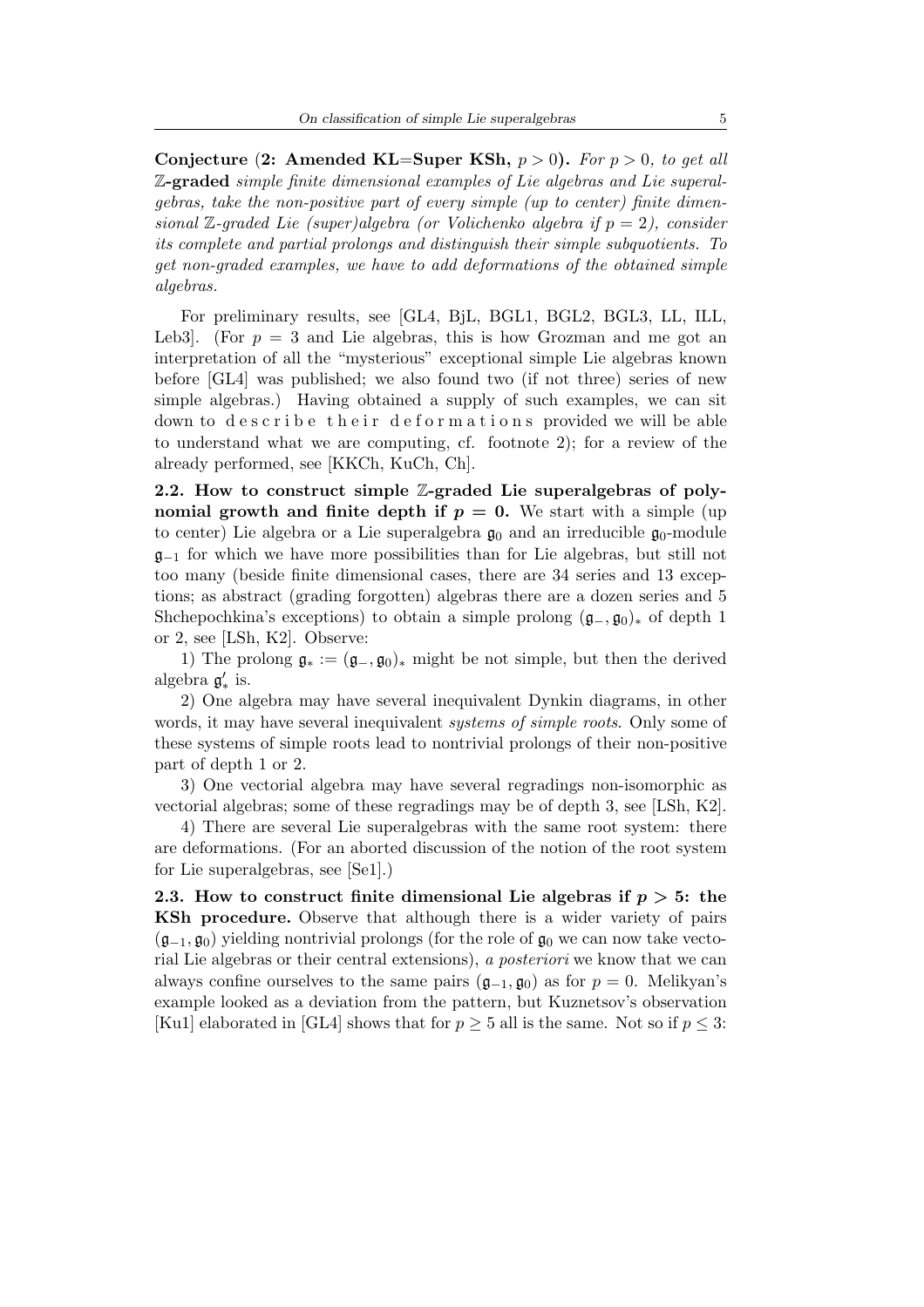**Conjecture (2: Amended KL=Super KSh, $p > 0$).** *For $p > 0$, to get all* **$\mathbb{Z}$-graded** *simple finite dimensional examples of Lie algebras and Lie superalgebras, take the non-positive part of every simple (up to center) finite dimensional $\mathbb{Z}$-graded Lie (super)algebra (or Volichenko algebra if $p = 2$), consider its complete and partial prolongs and distinguish their simple subquotients. To get non-graded examples, we have to add deformations of the obtained simple algebras.*

For preliminary results, see [GL4, BjL, BGL1, BGL2, BGL3, LL, ILL, Leb3]. (For $p = 3$ and Lie algebras, this is how Grozman and me got an interpretation of all the "mysterious" exceptional simple Lie algebras known before [GL4] was published; we also found two (if not three) series of new simple algebras.) Having obtained a supply of such examples, we can sit down to d e s c r i b e t h e i r d e f o r m a t i o n s provided we will be able to understand what we are computing, cf. footnote 2); for a review of the already performed, see [KKCh, KuCh, Ch].

**2.2. How to construct simple $\mathbb{Z}$-graded Lie superalgebras of polynomial growth and finite depth if $p = 0$.** We start with a simple (up to center) Lie algebra or a Lie superalgebra $\mathfrak{g}_0$ and an irreducible $\mathfrak{g}_0$-module $\mathfrak{g}_{-1}$ for which we have more possibilities than for Lie algebras, but still not too many (beside finite dimensional cases, there are 34 series and 13 exceptions; as abstract (grading forgotten) algebras there are a dozen series and 5 Shchepochkina's exceptions) to obtain a simple prolong $(\mathfrak{g}_-, \mathfrak{g}_0)_*$ of depth 1 or 2, see [LSh, K2]. Observe:

1) The prolong $\mathfrak{g}_* := (\mathfrak{g}_-, \mathfrak{g}_0)_*$ might be not simple, but then the derived algebra $\mathfrak{g}'_*$ is.

2) One algebra may have several inequivalent Dynkin diagrams, in other words, it may have several inequivalent *systems of simple roots*. Only some of these systems of simple roots lead to nontrivial prolongs of their non-positive part of depth 1 or 2.

3) One vectorial algebra may have several regradings non-isomorphic as vectorial algebras; some of these regradings may be of depth 3, see [LSh, K2].

4) There are several Lie superalgebras with the same root system: there are deformations. (For an aborted discussion of the notion of the root system for Lie superalgebras, see [Se1].)

**2.3. How to construct finite dimensional Lie algebras if $p > 5$: the KSh procedure.** Observe that although there is a wider variety of pairs $(\mathfrak{g}_{-1}, \mathfrak{g}_0)$ yielding nontrivial prolongs (for the role of $\mathfrak{g}_0$ we can now take vectorial Lie algebras or their central extensions), *a posteriori* we know that we can always confine ourselves to the same pairs $(\mathfrak{g}_{-1}, \mathfrak{g}_0)$ as for $p = 0$. Melikyan's example looked as a deviation from the pattern, but Kuznetsov's observation [Ku1] elaborated in [GL4] shows that for $p \geq 5$ all is the same. Not so if $p \leq 3$: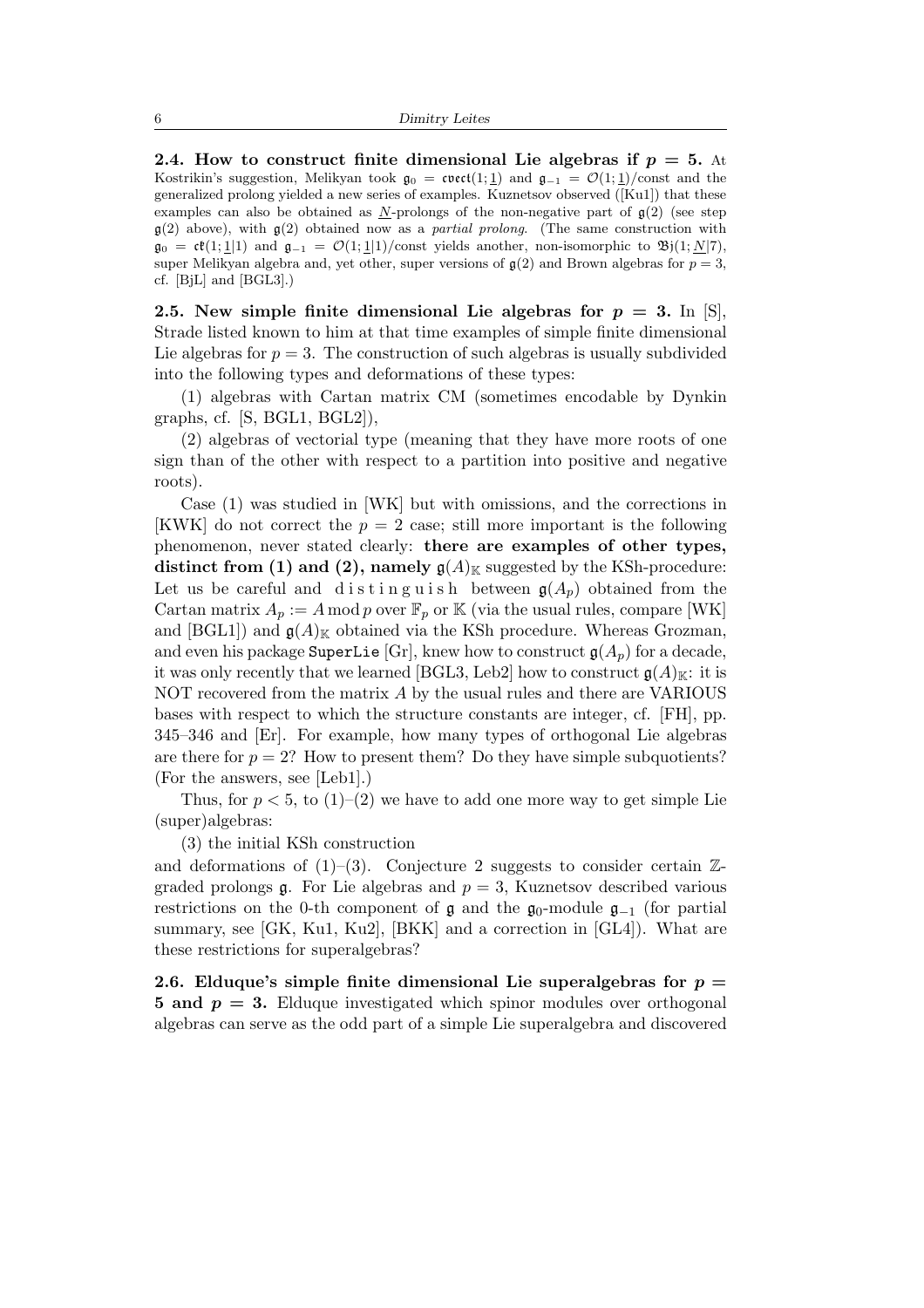**2.4. How to construct finite dimensional Lie algebras if $p = 5$.** At Kostrikin's suggestion, Melikyan took $\mathfrak{g}_0 = \mathfrak{cvect}(1; \underline{1})$ and $\mathfrak{g}_{-1} = \mathcal{O}(1; \underline{1})/\text{const}$ and the generalized prolong yielded a new series of examples. Kuznetsov observed ([Ku1]) that these examples can also be obtained as $\underline{N}$-prolongs of the non-negative part of $\mathfrak{g}(2)$ (see step $\mathfrak{g}(2)$ above), with $\mathfrak{g}(2)$ obtained now as a *partial prolong*. (The same construction with $\mathfrak{g}_0 = \mathfrak{ck}(1; \underline{1}|1)$ and $\mathfrak{g}_{-1} = \mathcal{O}(1; \underline{1}|1)/\text{const}$ yields another, non-isomorphic to $\mathfrak{Bj}(1; \underline{N}|7)$, super Melikyan algebra and, yet other, super versions of $\mathfrak{g}(2)$ and Brown algebras for $p = 3$, cf. [BjL] and [BGL3].)

**2.5. New simple finite dimensional Lie algebras for $p = 3$.** In [S], Strade listed known to him at that time examples of simple finite dimensional Lie algebras for $p = 3$. The construction of such algebras is usually subdivided into the following types and deformations of these types:

(1) algebras with Cartan matrix CM (sometimes encodable by Dynkin graphs, cf. [S, BGL1, BGL2]),

(2) algebras of vectorial type (meaning that they have more roots of one sign than of the other with respect to a partition into positive and negative roots).

Case (1) was studied in [WK] but with omissions, and the corrections in [KWK] do not correct the $p = 2$ case; still more important is the following phenomenon, never stated clearly: **there are examples of other types, distinct from (1) and (2), namely $\mathfrak{g}(A)_{\mathbb{K}}$** suggested by the KSh-procedure: Let us be careful and d i s t i n g u i s h between $\mathfrak{g}(A_p)$ obtained from the Cartan matrix $A_p := A \bmod p$ over $\mathbb{F}_p$ or $\mathbb{K}$ (via the usual rules, compare [WK] and [BGL1]) and $\mathfrak{g}(A)_{\mathbb{K}}$ obtained via the KSh procedure. Whereas Grozman, and even his package `SuperLie` [Gr], knew how to construct $\mathfrak{g}(A_p)$ for a decade, it was only recently that we learned [BGL3, Leb2] how to construct $\mathfrak{g}(A)_{\mathbb{K}}$: it is NOT recovered from the matrix $A$ by the usual rules and there are VARIOUS bases with respect to which the structure constants are integer, cf. [FH], pp. 345–346 and [Er]. For example, how many types of orthogonal Lie algebras are there for $p = 2$? How to present them? Do they have simple subquotients? (For the answers, see [Leb1].)

Thus, for $p < 5$, to (1)–(2) we have to add one more way to get simple Lie (super)algebras:

(3) the initial KSh construction

and deformations of (1)–(3). Conjecture 2 suggests to consider certain $\mathbb{Z}$-graded prolongs $\mathfrak{g}$. For Lie algebras and $p = 3$, Kuznetsov described various restrictions on the 0-th component of $\mathfrak{g}$ and the $\mathfrak{g}_0$-module $\mathfrak{g}_{-1}$ (for partial summary, see [GK, Ku1, Ku2], [BKK] and a correction in [GL4]). What are these restrictions for superalgebras?

**2.6. Elduque's simple finite dimensional Lie superalgebras for $p = 5$ and $p = 3$.** Elduque investigated which spinor modules over orthogonal algebras can serve as the odd part of a simple Lie superalgebra and discovered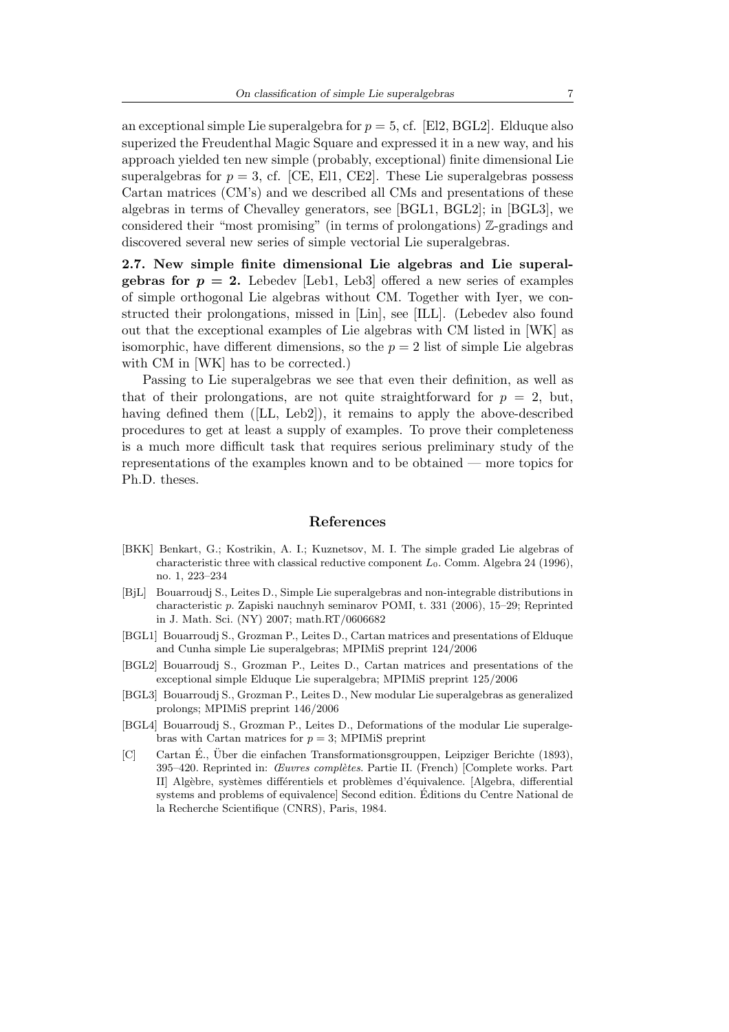an exceptional simple Lie superalgebra for $p = 5$, cf. [El2, BGL2]. Elduque also superized the Freudenthal Magic Square and expressed it in a new way, and his approach yielded ten new simple (probably, exceptional) finite dimensional Lie superalgebras for $p = 3$, cf. [CE, El1, CE2]. These Lie superalgebras possess Cartan matrices (CM's) and we described all CMs and presentations of these algebras in terms of Chevalley generators, see [BGL1, BGL2]; in [BGL3], we considered their "most promising" (in terms of prolongations) $\mathbb{Z}$-gradings and discovered several new series of simple vectorial Lie superalgebras.

**2.7. New simple finite dimensional Lie algebras and Lie superalgebras for $p = 2$.** Lebedev [Leb1, Leb3] offered a new series of examples of simple orthogonal Lie algebras without CM. Together with Iyer, we constructed their prolongations, missed in [Lin], see [ILL]. (Lebedev also found out that the exceptional examples of Lie algebras with CM listed in [WK] as isomorphic, have different dimensions, so the $p = 2$ list of simple Lie algebras with CM in [WK] has to be corrected.)

Passing to Lie superalgebras we see that even their definition, as well as that of their prolongations, are not quite straightforward for $p = 2$, but, having defined them ([LL, Leb2]), it remains to apply the above-described procedures to get at least a supply of examples. To prove their completeness is a much more difficult task that requires serious preliminary study of the representations of the examples known and to be obtained — more topics for Ph.D. theses.

## References

- [BKK] Benkart, G.; Kostrikin, A. I.; Kuznetsov, M. I. The simple graded Lie algebras of characteristic three with classical reductive component $L_0$. Comm. Algebra 24 (1996), no. 1, 223–234
- [BjL] Bouarroudj S., Leites D., Simple Lie superalgebras and non-integrable distributions in characteristic $p$. Zapiski nauchnyh seminarov POMI, t. 331 (2006), 15–29; Reprinted in J. Math. Sci. (NY) 2007; math.RT/0606682
- [BGL1] Bouarroudj S., Grozman P., Leites D., Cartan matrices and presentations of Elduque and Cunha simple Lie superalgebras; MPIMiS preprint 124/2006
- [BGL2] Bouarroudj S., Grozman P., Leites D., Cartan matrices and presentations of the exceptional simple Elduque Lie superalgebra; MPIMiS preprint 125/2006
- [BGL3] Bouarroudj S., Grozman P., Leites D., New modular Lie superalgebras as generalized prolongs; MPIMiS preprint 146/2006
- [BGL4] Bouarroudj S., Grozman P., Leites D., Deformations of the modular Lie superalgebras with Cartan matrices for $p = 3$; MPIMiS preprint
- [C] Cartan É., Über die einfachen Transformationsgrouppen, Leipziger Berichte (1893), 395–420. Reprinted in: *Œuvres complètes*. Partie II. (French) [Complete works. Part II] Algèbre, systèmes différentiels et problèmes d'équivalence. [Algebra, differential systems and problems of equivalence] Second edition. Éditions du Centre National de la Recherche Scientifique (CNRS), Paris, 1984.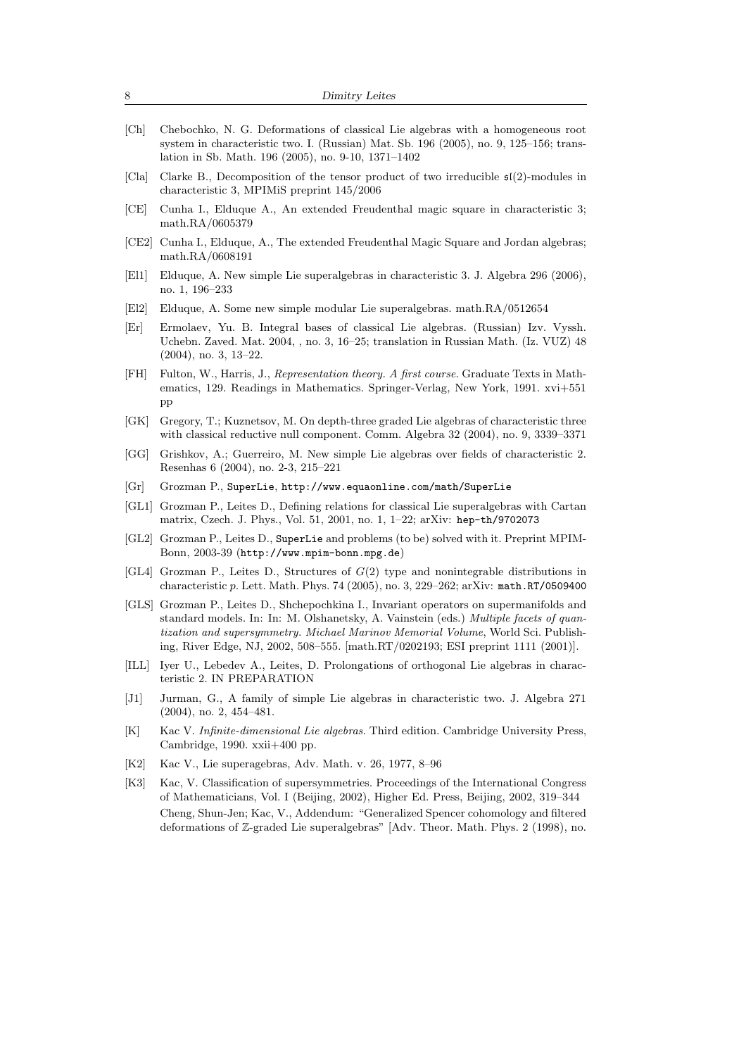- [Ch] Chebochko, N. G. Deformations of classical Lie algebras with a homogeneous root system in characteristic two. I. (Russian) Mat. Sb. 196 (2005), no. 9, 125–156; translation in Sb. Math. 196 (2005), no. 9-10, 1371–1402
- [Cla] Clarke B., Decomposition of the tensor product of two irreducible $\mathfrak{sl}(2)$-modules in characteristic 3, MPIMiS preprint 145/2006
- [CE] Cunha I., Elduque A., An extended Freudenthal magic square in characteristic 3; math.RA/0605379
- [CE2] Cunha I., Elduque, A., The extended Freudenthal Magic Square and Jordan algebras; math.RA/0608191
- [El1] Elduque, A. New simple Lie superalgebras in characteristic 3. J. Algebra 296 (2006), no. 1, 196–233
- [El2] Elduque, A. Some new simple modular Lie superalgebras. math.RA/0512654
- [Er] Ermolaev, Yu. B. Integral bases of classical Lie algebras. (Russian) Izv. Vyssh. Uchebn. Zaved. Mat. 2004, , no. 3, 16–25; translation in Russian Math. (Iz. VUZ) 48 (2004), no. 3, 13–22.
- [FH] Fulton, W., Harris, J., *Representation theory. A first course.* Graduate Texts in Mathematics, 129. Readings in Mathematics. Springer-Verlag, New York, 1991. xvi+551 pp
- [GK] Gregory, T.; Kuznetsov, M. On depth-three graded Lie algebras of characteristic three with classical reductive null component. Comm. Algebra 32 (2004), no. 9, 3339–3371
- [GG] Grishkov, A.; Guerreiro, M. New simple Lie algebras over fields of characteristic 2. Resenhas 6 (2004), no. 2-3, 215–221
- [Gr] Grozman P., `SuperLie`, `http://www.equaonline.com/math/SuperLie`
- [GL1] Grozman P., Leites D., Defining relations for classical Lie superalgebras with Cartan matrix, Czech. J. Phys., Vol. 51, 2001, no. 1, 1–22; arXiv: `hep-th/9702073`
- [GL2] Grozman P., Leites D., `SuperLie` and problems (to be) solved with it. Preprint MPIM-Bonn, 2003-39 (`http://www.mpim-bonn.mpg.de`)
- [GL4] Grozman P., Leites D., Structures of $G(2)$ type and nonintegrable distributions in characteristic $p$. Lett. Math. Phys. 74 (2005), no. 3, 229–262; arXiv: `math.RT/0509400`
- [GLS] Grozman P., Leites D., Shchepochkina I., Invariant operators on supermanifolds and standard models. In: In: M. Olshanetsky, A. Vainstein (eds.) *Multiple facets of quantization and supersymmetry. Michael Marinov Memorial Volume*, World Sci. Publishing, River Edge, NJ, 2002, 508–555. [math.RT/0202193; ESI preprint 1111 (2001)].
- [ILL] Iyer U., Lebedev A., Leites, D. Prolongations of orthogonal Lie algebras in characteristic 2. IN PREPARATION
- [J1] Jurman, G., A family of simple Lie algebras in characteristic two. J. Algebra 271 (2004), no. 2, 454–481.
- [K] Kac V. *Infinite-dimensional Lie algebras.* Third edition. Cambridge University Press, Cambridge, 1990. xxii+400 pp.
- [K2] Kac V., Lie superagebras, Adv. Math. v. 26, 1977, 8–96
- [K3] Kac, V. Classification of supersymmetries. Proceedings of the International Congress of Mathematicians, Vol. I (Beijing, 2002), Higher Ed. Press, Beijing, 2002, 319–344

  Cheng, Shun-Jen; Kac, V., Addendum: "Generalized Spencer cohomology and filtered deformations of $\mathbb{Z}$-graded Lie superalgebras" [Adv. Theor. Math. Phys. 2 (1998), no.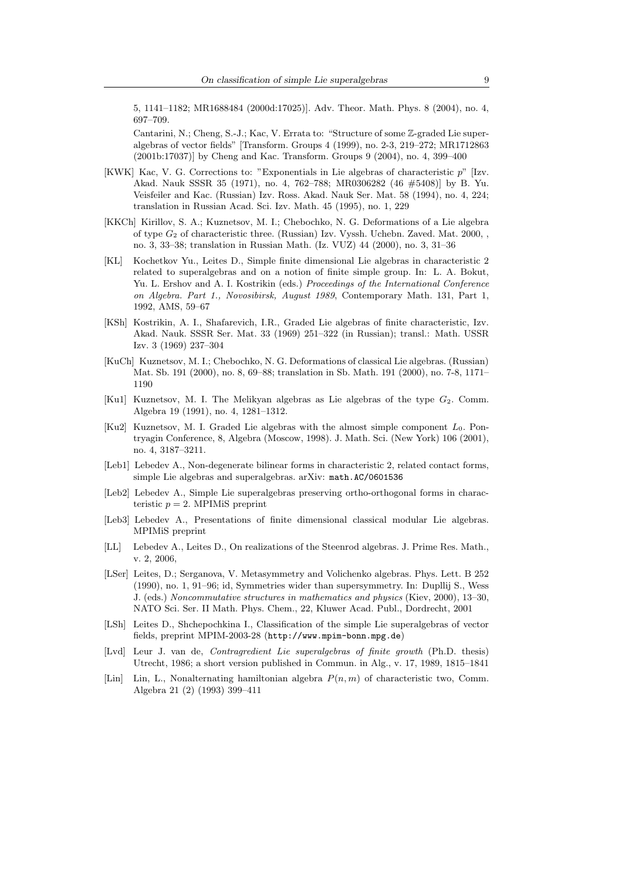5, 1141–1182; MR1688484 (2000d:17025)]. Adv. Theor. Math. Phys. 8 (2004), no. 4, 697–709.

Cantarini, N.; Cheng, S.-J.; Kac, V. Errata to: "Structure of some $\mathbb{Z}$-graded Lie superalgebras of vector fields" [Transform. Groups 4 (1999), no. 2-3, 219–272; MR1712863 (2001b:17037)] by Cheng and Kac. Transform. Groups 9 (2004), no. 4, 399–400

[KWK] Kac, V. G. Corrections to: "Exponentials in Lie algebras of characteristic $p$" [Izv. Akad. Nauk SSSR 35 (1971), no. 4, 762–788; MR0306282 (46 #5408)] by B. Yu. Veisfeiler and Kac. (Russian) Izv. Ross. Akad. Nauk Ser. Mat. 58 (1994), no. 4, 224; translation in Russian Acad. Sci. Izv. Math. 45 (1995), no. 1, 229

[KKCh] Kirillov, S. A.; Kuznetsov, M. I.; Chebochko, N. G. Deformations of a Lie algebra of type $G_2$ of characteristic three. (Russian) Izv. Vyssh. Uchebn. Zaved. Mat. 2000, , no. 3, 33–38; translation in Russian Math. (Iz. VUZ) 44 (2000), no. 3, 31–36

[KL] Kochetkov Yu., Leites D., Simple finite dimensional Lie algebras in characteristic 2 related to superalgebras and on a notion of finite simple group. In: L. A. Bokut, Yu. L. Ershov and A. I. Kostrikin (eds.) *Proceedings of the International Conference on Algebra. Part 1., Novosibirsk, August 1989*, Contemporary Math. 131, Part 1, 1992, AMS, 59–67

[KSh] Kostrikin, A. I., Shafarevich, I.R., Graded Lie algebras of finite characteristic, Izv. Akad. Nauk. SSSR Ser. Mat. 33 (1969) 251–322 (in Russian); transl.: Math. USSR Izv. 3 (1969) 237–304

[KuCh] Kuznetsov, M. I.; Chebochko, N. G. Deformations of classical Lie algebras. (Russian) Mat. Sb. 191 (2000), no. 8, 69–88; translation in Sb. Math. 191 (2000), no. 7-8, 1171–1190

[Ku1] Kuznetsov, M. I. The Melikyan algebras as Lie algebras of the type $G_2$. Comm. Algebra 19 (1991), no. 4, 1281–1312.

[Ku2] Kuznetsov, M. I. Graded Lie algebras with the almost simple component $L_0$. Pontryagin Conference, 8, Algebra (Moscow, 1998). J. Math. Sci. (New York) 106 (2001), no. 4, 3187–3211.

[Leb1] Lebedev A., Non-degenerate bilinear forms in characteristic 2, related contact forms, simple Lie algebras and superalgebras. arXiv: `math.AC/0601536`

[Leb2] Lebedev A., Simple Lie superalgebras preserving ortho-orthogonal forms in characteristic $p = 2$. MPIMiS preprint

[Leb3] Lebedev A., Presentations of finite dimensional classical modular Lie algebras. MPIMiS preprint

[LL] Lebedev A., Leites D., On realizations of the Steenrod algebras. J. Prime Res. Math., v. 2, 2006,

[LSer] Leites, D.; Serganova, V. Metasymmetry and Volichenko algebras. Phys. Lett. B 252 (1990), no. 1, 91–96; id, Symmetries wider than supersymmetry. In: Duplij S., Wess J. (eds.) *Noncommutative structures in mathematics and physics* (Kiev, 2000), 13–30, NATO Sci. Ser. II Math. Phys. Chem., 22, Kluwer Acad. Publ., Dordrecht, 2001

[LSh] Leites D., Shchepochkina I., Classification of the simple Lie superalgebras of vector fields, preprint MPIM-2003-28 (`http://www.mpim-bonn.mpg.de`)

[Lvd] Leur J. van de, *Contragredient Lie superalgebras of finite growth* (Ph.D. thesis) Utrecht, 1986; a short version published in Commun. in Alg., v. 17, 1989, 1815–1841

[Lin] Lin, L., Nonalternating hamiltonian algebra $P(n, m)$ of characteristic two, Comm. Algebra 21 (2) (1993) 399–411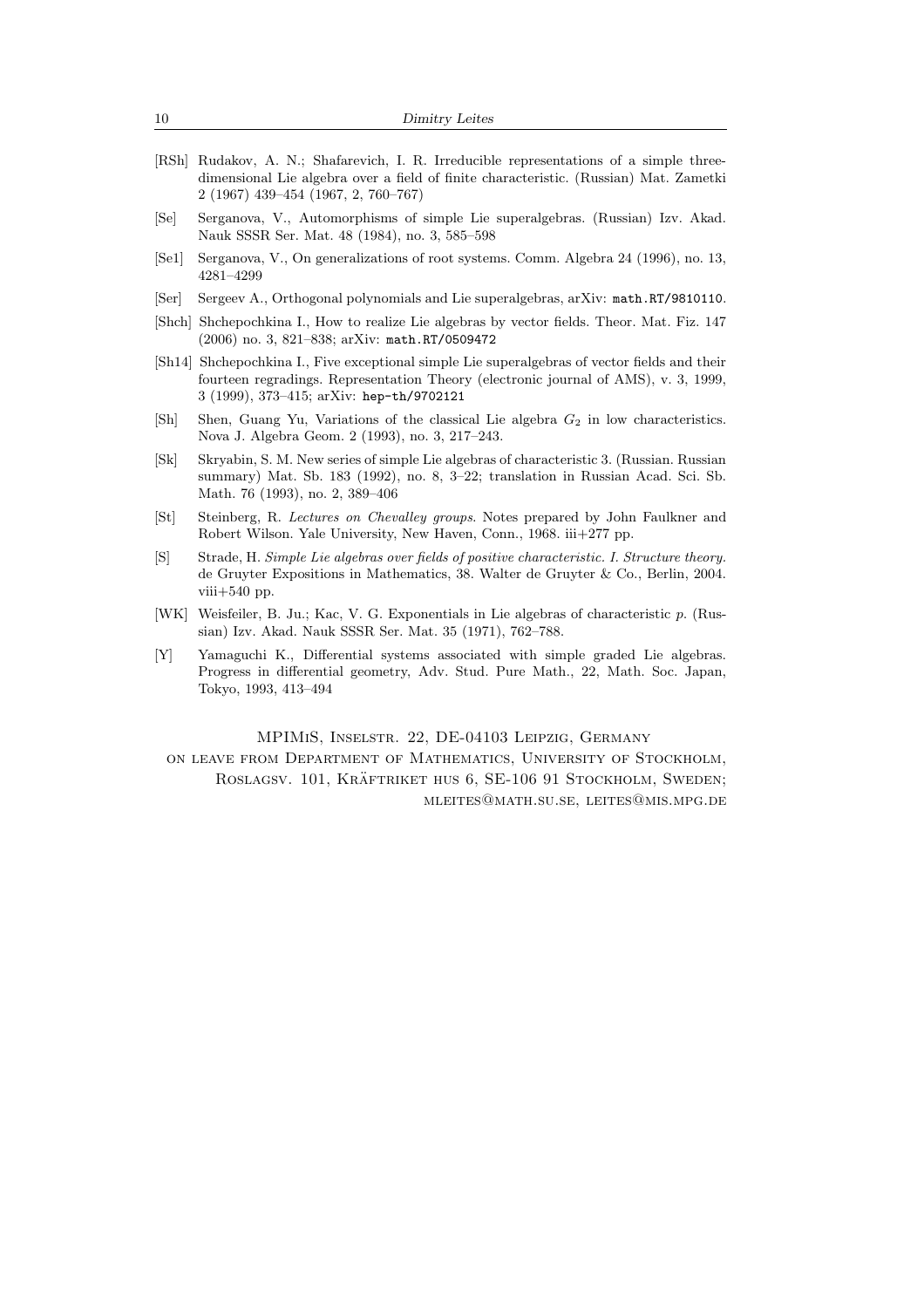- [RSh] Rudakov, A. N.; Shafarevich, I. R. Irreducible representations of a simple three-dimensional Lie algebra over a field of finite characteristic. (Russian) Mat. Zametki 2 (1967) 439–454 (1967, 2, 760–767)
- [Se] Serganova, V., Automorphisms of simple Lie superalgebras. (Russian) Izv. Akad. Nauk SSSR Ser. Mat. 48 (1984), no. 3, 585–598
- [Se1] Serganova, V., On generalizations of root systems. Comm. Algebra 24 (1996), no. 13, 4281–4299
- [Ser] Sergeev A., Orthogonal polynomials and Lie superalgebras, arXiv: `math.RT/9810110`.
- [Shch] Shchepochkina I., How to realize Lie algebras by vector fields. Theor. Mat. Fiz. 147 (2006) no. 3, 821–838; arXiv: `math.RT/0509472`
- [Sh14] Shchepochkina I., Five exceptional simple Lie superalgebras of vector fields and their fourteen regradings. Representation Theory (electronic journal of AMS), v. 3, 1999, 3 (1999), 373–415; arXiv: `hep-th/9702121`
- [Sh] Shen, Guang Yu, Variations of the classical Lie algebra $G_2$ in low characteristics. Nova J. Algebra Geom. 2 (1993), no. 3, 217–243.
- [Sk] Skryabin, S. M. New series of simple Lie algebras of characteristic 3. (Russian. Russian summary) Mat. Sb. 183 (1992), no. 8, 3–22; translation in Russian Acad. Sci. Sb. Math. 76 (1993), no. 2, 389–406
- [St] Steinberg, R. *Lectures on Chevalley groups.* Notes prepared by John Faulkner and Robert Wilson. Yale University, New Haven, Conn., 1968. iii+277 pp.
- [S] Strade, H. *Simple Lie algebras over fields of positive characteristic. I. Structure theory.* de Gruyter Expositions in Mathematics, 38. Walter de Gruyter & Co., Berlin, 2004. viii+540 pp.
- [WK] Weisfeiler, B. Ju.; Kac, V. G. Exponentials in Lie algebras of characteristic $p$. (Russian) Izv. Akad. Nauk SSSR Ser. Mat. 35 (1971), 762–788.
- [Y] Yamaguchi K., Differential systems associated with simple graded Lie algebras. Progress in differential geometry, Adv. Stud. Pure Math., 22, Math. Soc. Japan, Tokyo, 1993, 413–494

MPIMiS, Inselstr. 22, DE-04103 Leipzig, Germany
on leave from Department of Mathematics, University of Stockholm, Roslagsv. 101, Kräftriket hus 6, SE-106 91 Stockholm, Sweden;
mleites@math.su.se, leites@mis.mpg.de